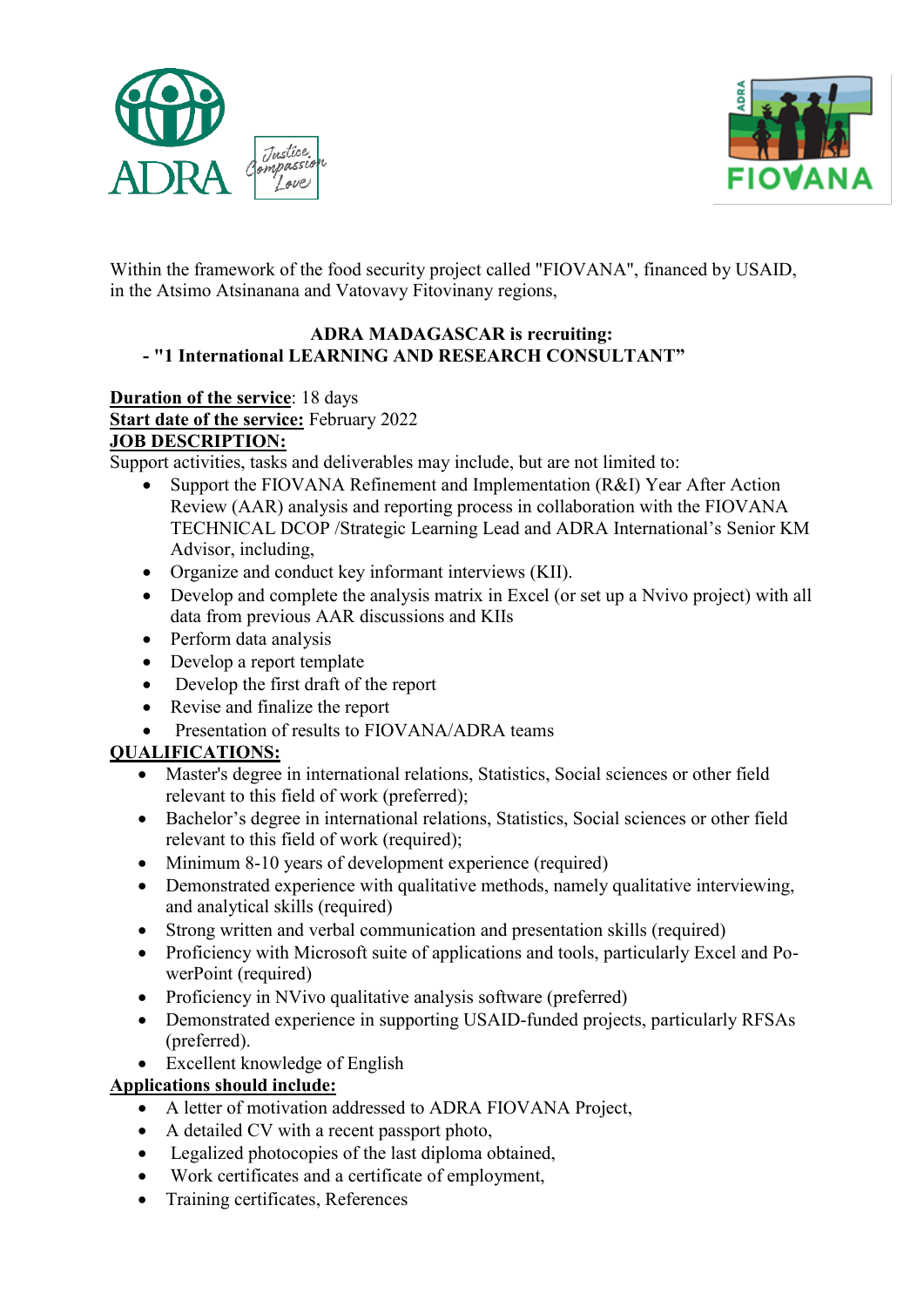Within the framework of the food security project called "FIOVANA", financed by USAID, in the Atsimo Atsinanana and Vatovavy Fitovinany regions,

**ADRA MADAGASCAR is recruiting:**
**- "1 International LEARNING AND RESEARCH CONSULTANT"**

**Duration of the service**: 18 days
**Start date of the service:** February 2022
**JOB DESCRIPTION:**
Support activities, tasks and deliverables may include, but are not limited to:

- Support the FIOVANA Refinement and Implementation (R&I) Year After Action Review (AAR) analysis and reporting process in collaboration with the FIOVANA TECHNICAL DCOP /Strategic Learning Lead and ADRA International's Senior KM Advisor, including,
- Organize and conduct key informant interviews (KII).
- Develop and complete the analysis matrix in Excel (or set up a Nvivo project) with all data from previous AAR discussions and KIIs
- Perform data analysis
- Develop a report template
- Develop the first draft of the report
- Revise and finalize the report
- Presentation of results to FIOVANA/ADRA teams

**QUALIFICATIONS:**

- Master's degree in international relations, Statistics, Social sciences or other field relevant to this field of work (preferred);
- Bachelor's degree in international relations, Statistics, Social sciences or other field relevant to this field of work (required);
- Minimum 8-10 years of development experience (required)
- Demonstrated experience with qualitative methods, namely qualitative interviewing, and analytical skills (required)
- Strong written and verbal communication and presentation skills (required)
- Proficiency with Microsoft suite of applications and tools, particularly Excel and PowerPoint (required)
- Proficiency in NVivo qualitative analysis software (preferred)
- Demonstrated experience in supporting USAID-funded projects, particularly RFSAs (preferred).
- Excellent knowledge of English

**Applications should include:**

- A letter of motivation addressed to ADRA FIOVANA Project,
- A detailed CV with a recent passport photo,
- Legalized photocopies of the last diploma obtained,
- Work certificates and a certificate of employment,
- Training certificates, References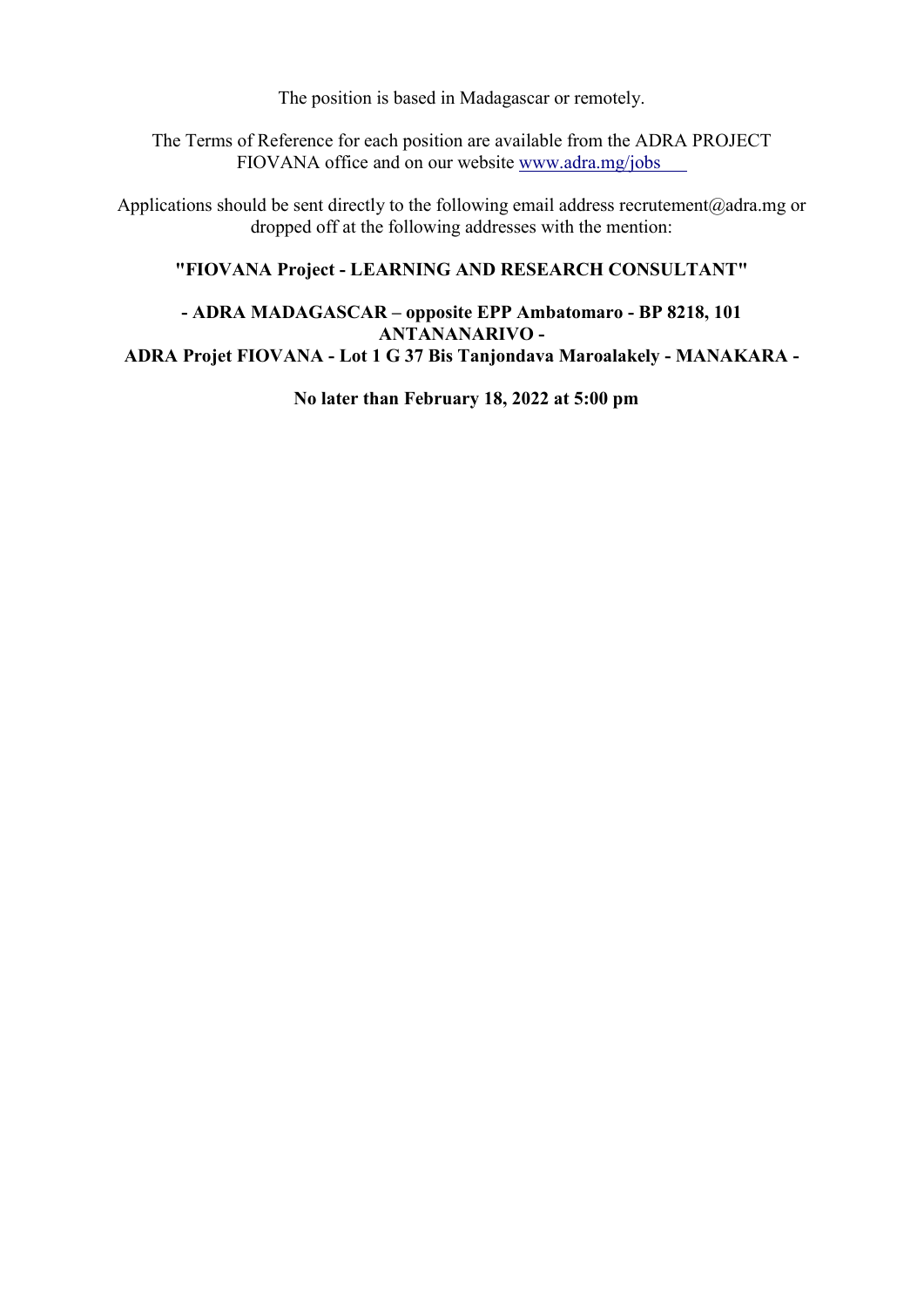The position is based in Madagascar or remotely.

The Terms of Reference for each position are available from the ADRA PROJECT FIOVANA office and on our website [www.adra.mg/jobs](www.adra.mg/jobs)

Applications should be sent directly to the following email address recrutement@adra.mg or dropped off at the following addresses with the mention:

**"FIOVANA Project - LEARNING AND RESEARCH CONSULTANT"**

**- ADRA MADAGASCAR – opposite EPP Ambatomaro - BP 8218, 101 ANTANANARIVO -**
**ADRA Projet FIOVANA - Lot 1 G 37 Bis Tanjondava Maroalakely - MANAKARA -**

**No later than February 18, 2022 at 5:00 pm**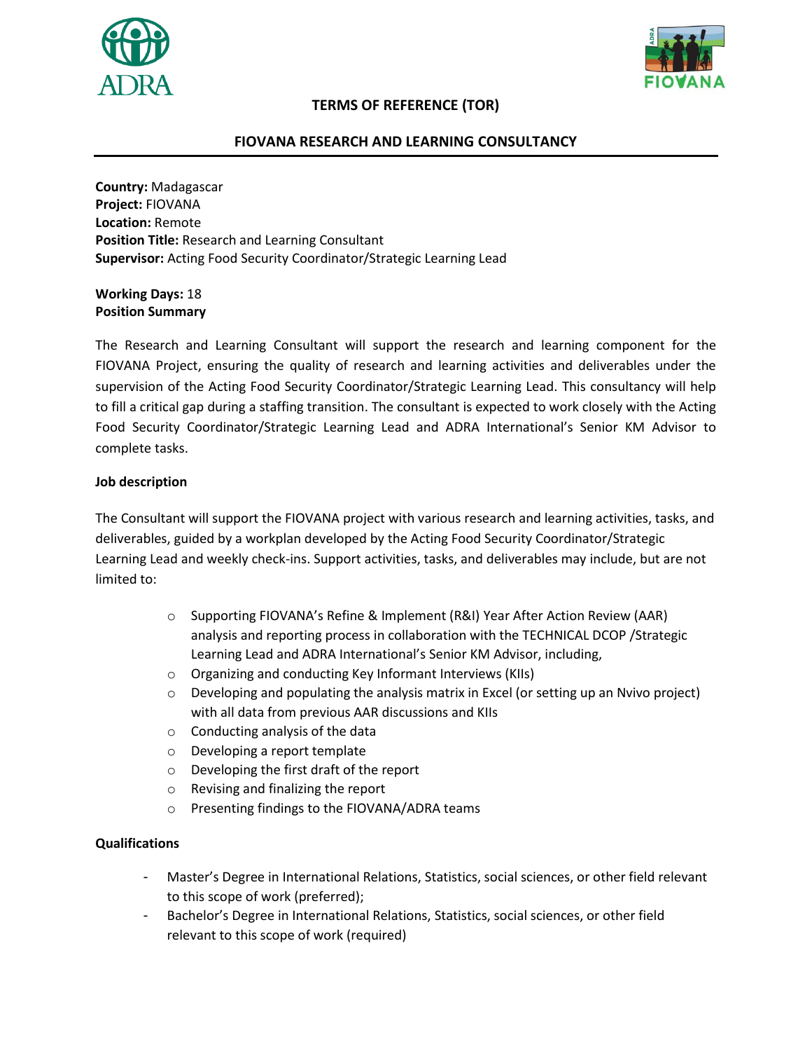# TERMS OF REFERENCE (TOR)

## FIOVANA RESEARCH AND LEARNING CONSULTANCY

**Country:** Madagascar
**Project:** FIOVANA
**Location:** Remote
**Position Title:** Research and Learning Consultant
**Supervisor:** Acting Food Security Coordinator/Strategic Learning Lead

**Working Days:** 18
**Position Summary**

The Research and Learning Consultant will support the research and learning component for the FIOVANA Project, ensuring the quality of research and learning activities and deliverables under the supervision of the Acting Food Security Coordinator/Strategic Learning Lead. This consultancy will help to fill a critical gap during a staffing transition. The consultant is expected to work closely with the Acting Food Security Coordinator/Strategic Learning Lead and ADRA International's Senior KM Advisor to complete tasks.

**Job description**

The Consultant will support the FIOVANA project with various research and learning activities, tasks, and deliverables, guided by a workplan developed by the Acting Food Security Coordinator/Strategic Learning Lead and weekly check-ins. Support activities, tasks, and deliverables may include, but are not limited to:

- Supporting FIOVANA's Refine & Implement (R&I) Year After Action Review (AAR) analysis and reporting process in collaboration with the TECHNICAL DCOP /Strategic Learning Lead and ADRA International's Senior KM Advisor, including,
- Organizing and conducting Key Informant Interviews (KIIs)
- Developing and populating the analysis matrix in Excel (or setting up an Nvivo project) with all data from previous AAR discussions and KIIs
- Conducting analysis of the data
- Developing a report template
- Developing the first draft of the report
- Revising and finalizing the report
- Presenting findings to the FIOVANA/ADRA teams

**Qualifications**

- Master's Degree in International Relations, Statistics, social sciences, or other field relevant to this scope of work (preferred);
- Bachelor's Degree in International Relations, Statistics, social sciences, or other field relevant to this scope of work (required)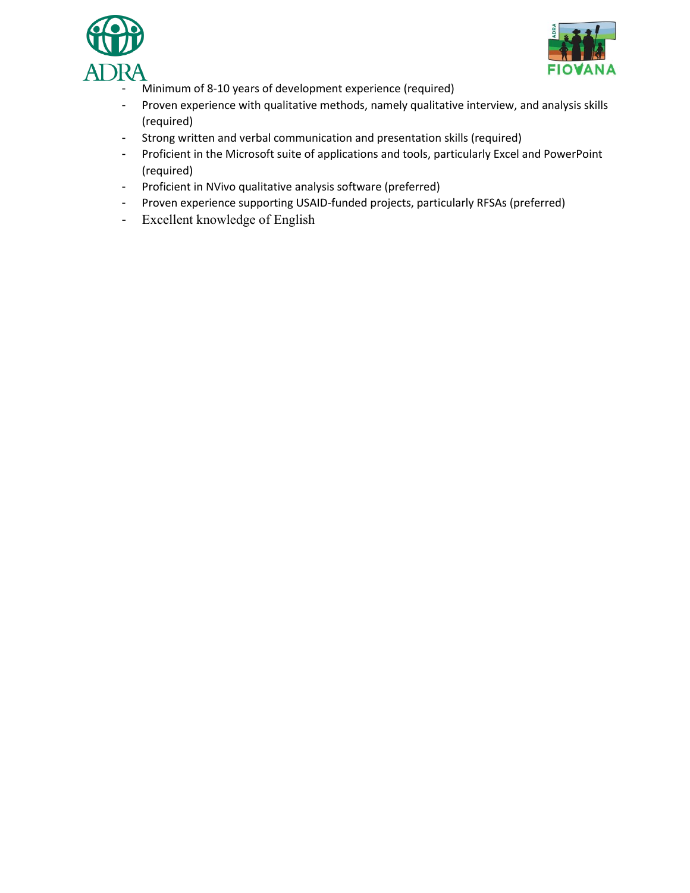- Minimum of 8-10 years of development experience (required)
- Proven experience with qualitative methods, namely qualitative interview, and analysis skills (required)
- Strong written and verbal communication and presentation skills (required)
- Proficient in the Microsoft suite of applications and tools, particularly Excel and PowerPoint (required)
- Proficient in NVivo qualitative analysis software (preferred)
- Proven experience supporting USAID-funded projects, particularly RFSAs (preferred)
- Excellent knowledge of English